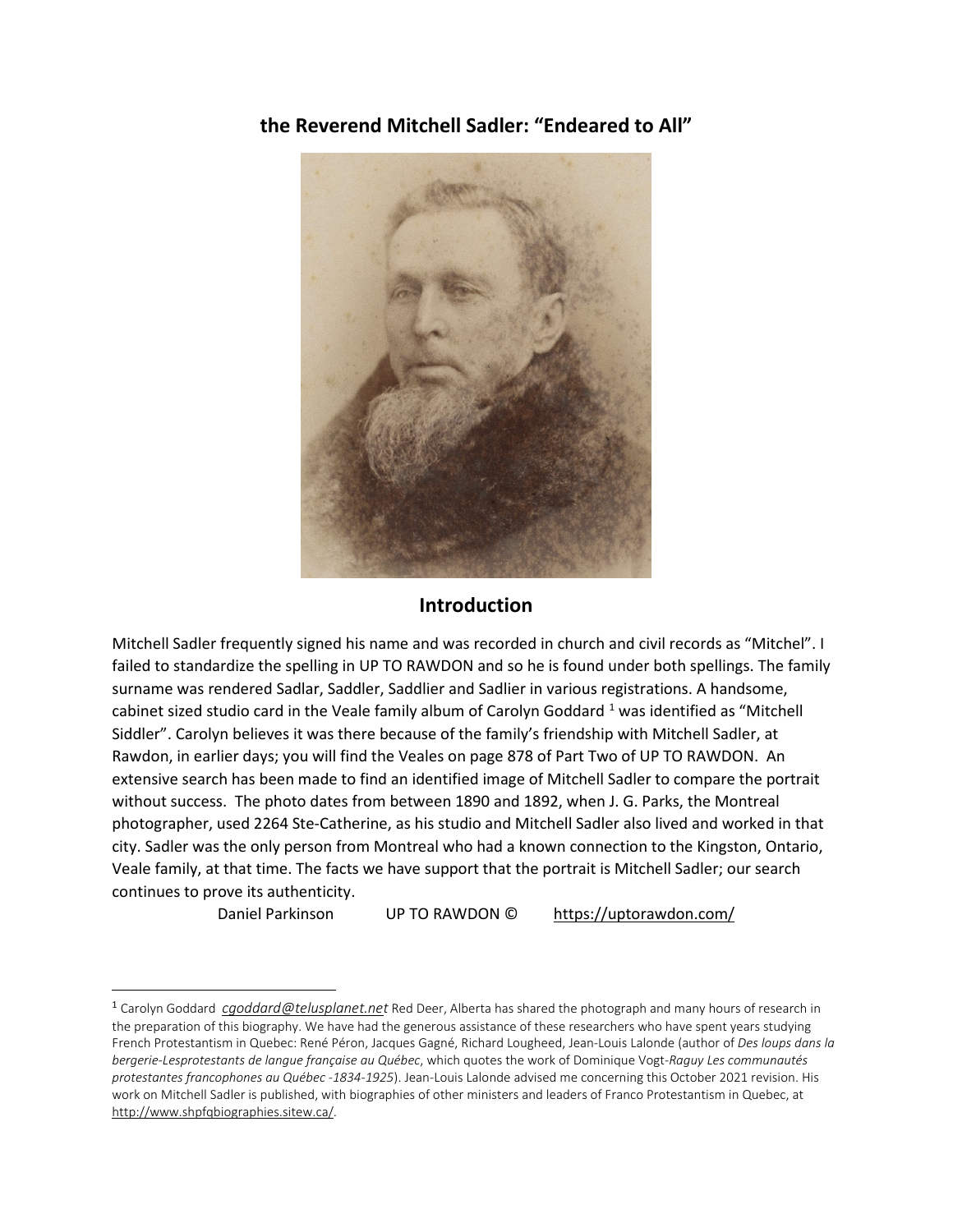# the Reverend Mitchell Sadler: "Endeared to All"

## Introduction

Mitchell Sadler frequently signed his name and was recorded in church and civil records as "Mitchel". I failed to standardize the spelling in UP TO RAWDON and so he is found under both spellings. The family surname was rendered Sadlar, Saddler, Saddlier and Sadlier in various registrations. A handsome, cabinet sized studio card in the Veale family album of Carolyn Goddard [1] was identified as "Mitchell Siddler". Carolyn believes it was there because of the family's friendship with Mitchell Sadler, at Rawdon, in earlier days; you will find the Veales on page 878 of Part Two of UP TO RAWDON. An extensive search has been made to find an identified image of Mitchell Sadler to compare the portrait without success. The photo dates from between 1890 and 1892, when J. G. Parks, the Montreal photographer, used 2264 Ste-Catherine, as his studio and Mitchell Sadler also lived and worked in that city. Sadler was the only person from Montreal who had a known connection to the Kingston, Ontario, Veale family, at that time. The facts we have support that the portrait is Mitchell Sadler; our search continues to prove its authenticity.

Daniel Parkinson UP TO RAWDON © https://uptorawdon.com/

---

[1] Carolyn Goddard *cgoddard@telusplanet.net* Red Deer, Alberta has shared the photograph and many hours of research in the preparation of this biography. We have had the generous assistance of these researchers who have spent years studying French Protestantism in Quebec: René Péron, Jacques Gagné, Richard Lougheed, Jean-Louis Lalonde (author of *Des loups dans la bergerie-Lesprotestants de langue française au Québec*, which quotes the work of Dominique Vogt-*Raguy Les communautés protestantes francophones au Québec -1834-1925*). Jean-Louis Lalonde advised me concerning this October 2021 revision. His work on Mitchell Sadler is published, with biographies of other ministers and leaders of Franco Protestantism in Quebec, at http://www.shpfqbiographies.sitew.ca/.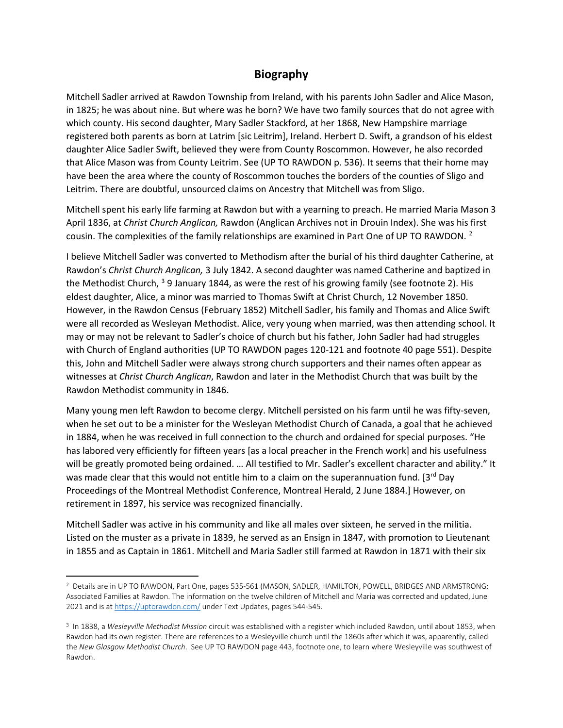## Biography

Mitchell Sadler arrived at Rawdon Township from Ireland, with his parents John Sadler and Alice Mason, in 1825; he was about nine. But where was he born? We have two family sources that do not agree with which county. His second daughter, Mary Sadler Stackford, at her 1868, New Hampshire marriage registered both parents as born at Latrim [sic Leitrim], Ireland. Herbert D. Swift, a grandson of his eldest daughter Alice Sadler Swift, believed they were from County Roscommon. However, he also recorded that Alice Mason was from County Leitrim. See (UP TO RAWDON p. 536). It seems that their home may have been the area where the county of Roscommon touches the borders of the counties of Sligo and Leitrim. There are doubtful, unsourced claims on Ancestry that Mitchell was from Sligo.

Mitchell spent his early life farming at Rawdon but with a yearning to preach. He married Maria Mason 3 April 1836, at *Christ Church Anglican,* Rawdon (Anglican Archives not in Drouin Index). She was his first cousin. The complexities of the family relationships are examined in Part One of UP TO RAWDON. [2]

I believe Mitchell Sadler was converted to Methodism after the burial of his third daughter Catherine, at Rawdon's *Christ Church Anglican,* 3 July 1842. A second daughter was named Catherine and baptized in the Methodist Church, [3] 9 January 1844, as were the rest of his growing family (see footnote 2). His eldest daughter, Alice, a minor was married to Thomas Swift at Christ Church, 12 November 1850. However, in the Rawdon Census (February 1852) Mitchell Sadler, his family and Thomas and Alice Swift were all recorded as Wesleyan Methodist. Alice, very young when married, was then attending school. It may or may not be relevant to Sadler's choice of church but his father, John Sadler had had struggles with Church of England authorities (UP TO RAWDON pages 120-121 and footnote 40 page 551). Despite this, John and Mitchell Sadler were always strong church supporters and their names often appear as witnesses at *Christ Church Anglican*, Rawdon and later in the Methodist Church that was built by the Rawdon Methodist community in 1846.

Many young men left Rawdon to become clergy. Mitchell persisted on his farm until he was fifty-seven, when he set out to be a minister for the Wesleyan Methodist Church of Canada, a goal that he achieved in 1884, when he was received in full connection to the church and ordained for special purposes. "He has labored very efficiently for fifteen years [as a local preacher in the French work] and his usefulness will be greatly promoted being ordained. … All testified to Mr. Sadler's excellent character and ability." It was made clear that this would not entitle him to a claim on the superannuation fund. [3rd Day Proceedings of the Montreal Methodist Conference, Montreal Herald, 2 June 1884.] However, on retirement in 1897, his service was recognized financially.

Mitchell Sadler was active in his community and like all males over sixteen, he served in the militia. Listed on the muster as a private in 1839, he served as an Ensign in 1847, with promotion to Lieutenant in 1855 and as Captain in 1861. Mitchell and Maria Sadler still farmed at Rawdon in 1871 with their six

---

[2] Details are in UP TO RAWDON, Part One, pages 535-561 (MASON, SADLER, HAMILTON, POWELL, BRIDGES AND ARMSTRONG: Associated Families at Rawdon. The information on the twelve children of Mitchell and Maria was corrected and updated, June 2021 and is at https://uptorawdon.com/ under Text Updates, pages 544-545.

[3] In 1838, a *Wesleyville Methodist Mission* circuit was established with a register which included Rawdon, until about 1853, when Rawdon had its own register. There are references to a Wesleyville church until the 1860s after which it was, apparently, called the *New Glasgow Methodist Church*. See UP TO RAWDON page 443, footnote one, to learn where Wesleyville was southwest of Rawdon.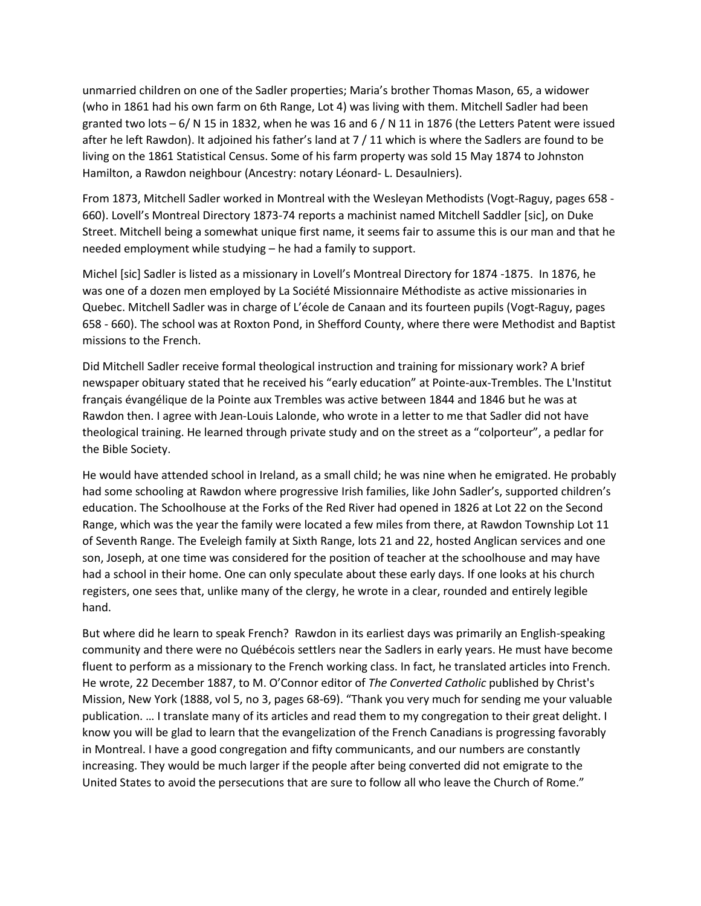unmarried children on one of the Sadler properties; Maria's brother Thomas Mason, 65, a widower (who in 1861 had his own farm on 6th Range, Lot 4) was living with them. Mitchell Sadler had been granted two lots – 6/ N 15 in 1832, when he was 16 and 6 / N 11 in 1876 (the Letters Patent were issued after he left Rawdon). It adjoined his father's land at 7 / 11 which is where the Sadlers are found to be living on the 1861 Statistical Census. Some of his farm property was sold 15 May 1874 to Johnston Hamilton, a Rawdon neighbour (Ancestry: notary Léonard- L. Desaulniers).

From 1873, Mitchell Sadler worked in Montreal with the Wesleyan Methodists (Vogt-Raguy, pages 658 - 660). Lovell's Montreal Directory 1873-74 reports a machinist named Mitchell Saddler [sic], on Duke Street. Mitchell being a somewhat unique first name, it seems fair to assume this is our man and that he needed employment while studying – he had a family to support.

Michel [sic] Sadler is listed as a missionary in Lovell's Montreal Directory for 1874 -1875. In 1876, he was one of a dozen men employed by La Société Missionnaire Méthodiste as active missionaries in Quebec. Mitchell Sadler was in charge of L'école de Canaan and its fourteen pupils (Vogt-Raguy, pages 658 - 660). The school was at Roxton Pond, in Shefford County, where there were Methodist and Baptist missions to the French.

Did Mitchell Sadler receive formal theological instruction and training for missionary work? A brief newspaper obituary stated that he received his "early education" at Pointe-aux-Trembles. The L'Institut français évangélique de la Pointe aux Trembles was active between 1844 and 1846 but he was at Rawdon then. I agree with Jean-Louis Lalonde, who wrote in a letter to me that Sadler did not have theological training. He learned through private study and on the street as a "colporteur", a pedlar for the Bible Society.

He would have attended school in Ireland, as a small child; he was nine when he emigrated. He probably had some schooling at Rawdon where progressive Irish families, like John Sadler's, supported children's education. The Schoolhouse at the Forks of the Red River had opened in 1826 at Lot 22 on the Second Range, which was the year the family were located a few miles from there, at Rawdon Township Lot 11 of Seventh Range. The Eveleigh family at Sixth Range, lots 21 and 22, hosted Anglican services and one son, Joseph, at one time was considered for the position of teacher at the schoolhouse and may have had a school in their home. One can only speculate about these early days. If one looks at his church registers, one sees that, unlike many of the clergy, he wrote in a clear, rounded and entirely legible hand.

But where did he learn to speak French? Rawdon in its earliest days was primarily an English-speaking community and there were no Québécois settlers near the Sadlers in early years. He must have become fluent to perform as a missionary to the French working class. In fact, he translated articles into French. He wrote, 22 December 1887, to M. O'Connor editor of *The Converted Catholic* published by Christ's Mission, New York (1888, vol 5, no 3, pages 68-69). "Thank you very much for sending me your valuable publication. … I translate many of its articles and read them to my congregation to their great delight. I know you will be glad to learn that the evangelization of the French Canadians is progressing favorably in Montreal. I have a good congregation and fifty communicants, and our numbers are constantly increasing. They would be much larger if the people after being converted did not emigrate to the United States to avoid the persecutions that are sure to follow all who leave the Church of Rome."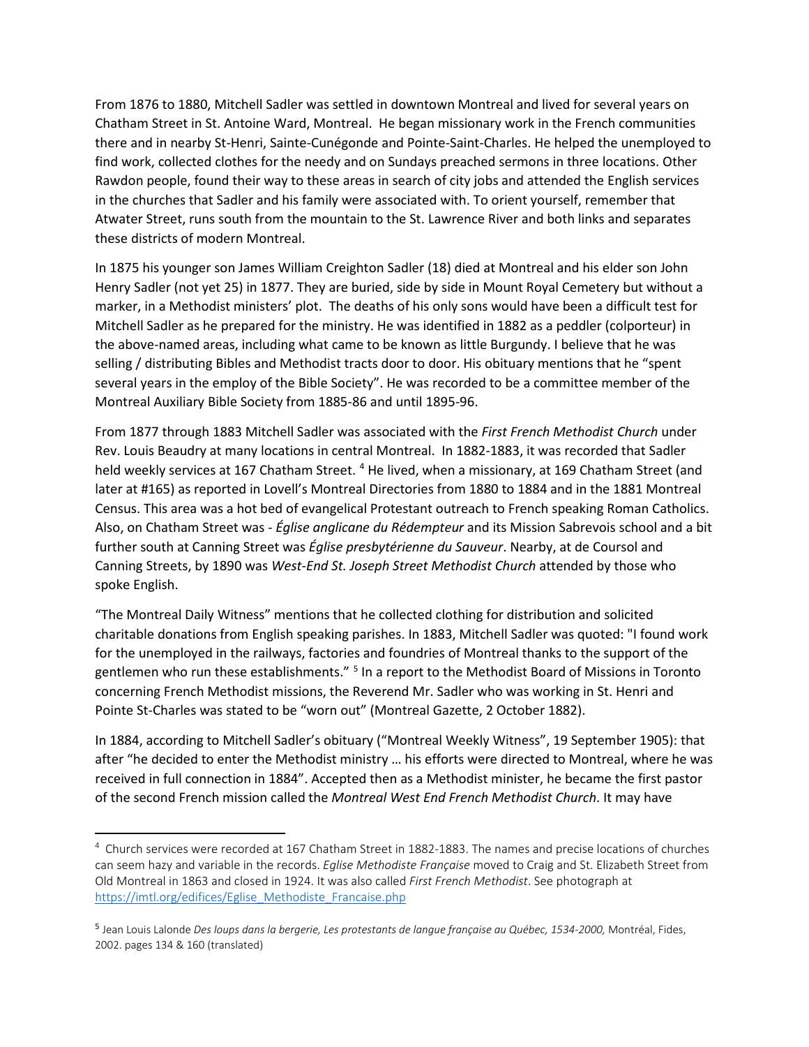From 1876 to 1880, Mitchell Sadler was settled in downtown Montreal and lived for several years on Chatham Street in St. Antoine Ward, Montreal. He began missionary work in the French communities there and in nearby St-Henri, Sainte-Cunégonde and Pointe-Saint-Charles. He helped the unemployed to find work, collected clothes for the needy and on Sundays preached sermons in three locations. Other Rawdon people, found their way to these areas in search of city jobs and attended the English services in the churches that Sadler and his family were associated with. To orient yourself, remember that Atwater Street, runs south from the mountain to the St. Lawrence River and both links and separates these districts of modern Montreal.

In 1875 his younger son James William Creighton Sadler (18) died at Montreal and his elder son John Henry Sadler (not yet 25) in 1877. They are buried, side by side in Mount Royal Cemetery but without a marker, in a Methodist ministers' plot. The deaths of his only sons would have been a difficult test for Mitchell Sadler as he prepared for the ministry. He was identified in 1882 as a peddler (colporteur) in the above-named areas, including what came to be known as little Burgundy. I believe that he was selling / distributing Bibles and Methodist tracts door to door. His obituary mentions that he "spent several years in the employ of the Bible Society". He was recorded to be a committee member of the Montreal Auxiliary Bible Society from 1885-86 and until 1895-96.

From 1877 through 1883 Mitchell Sadler was associated with the *First French Methodist Church* under Rev. Louis Beaudry at many locations in central Montreal. In 1882-1883, it was recorded that Sadler held weekly services at 167 Chatham Street. [4] He lived, when a missionary, at 169 Chatham Street (and later at #165) as reported in Lovell's Montreal Directories from 1880 to 1884 and in the 1881 Montreal Census. This area was a hot bed of evangelical Protestant outreach to French speaking Roman Catholics. Also, on Chatham Street was - *Église anglicane du Rédempteur* and its Mission Sabrevois school and a bit further south at Canning Street was *Église presbytérienne du Sauveur*. Nearby, at de Coursol and Canning Streets, by 1890 was *West-End St. Joseph Street Methodist Church* attended by those who spoke English.

"The Montreal Daily Witness" mentions that he collected clothing for distribution and solicited charitable donations from English speaking parishes. In 1883, Mitchell Sadler was quoted: "I found work for the unemployed in the railways, factories and foundries of Montreal thanks to the support of the gentlemen who run these establishments." [5] In a report to the Methodist Board of Missions in Toronto concerning French Methodist missions, the Reverend Mr. Sadler who was working in St. Henri and Pointe St-Charles was stated to be "worn out" (Montreal Gazette, 2 October 1882).

In 1884, according to Mitchell Sadler's obituary ("Montreal Weekly Witness", 19 September 1905): that after "he decided to enter the Methodist ministry … his efforts were directed to Montreal, where he was received in full connection in 1884". Accepted then as a Methodist minister, he became the first pastor of the second French mission called the *Montreal West End French Methodist Church*. It may have

---

[4] Church services were recorded at 167 Chatham Street in 1882-1883. The names and precise locations of churches can seem hazy and variable in the records. *Eglise Methodiste Française* moved to Craig and St. Elizabeth Street from Old Montreal in 1863 and closed in 1924. It was also called *First French Methodist*. See photograph at https://imtl.org/edifices/Eglise_Methodiste_Francaise.php

[5] Jean Louis Lalonde *Des loups dans la bergerie, Les protestants de langue française au Québec, 1534-2000,* Montréal, Fides, 2002. pages 134 & 160 (translated)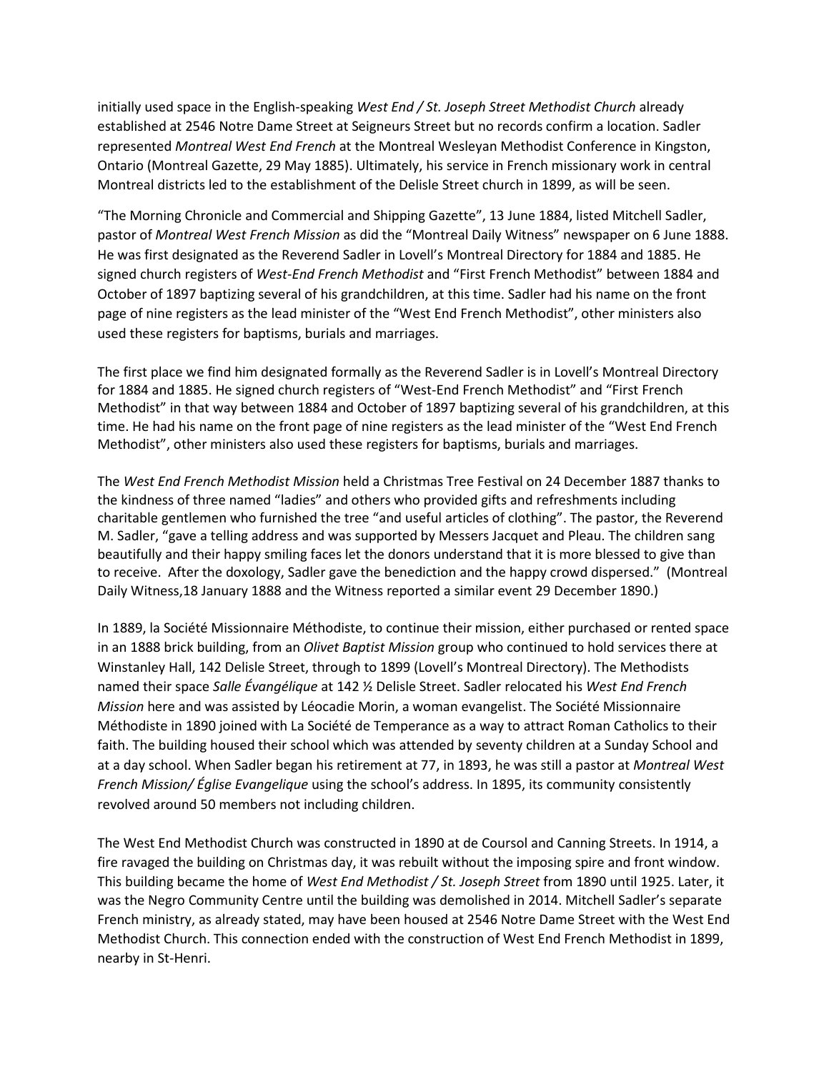initially used space in the English-speaking *West End / St. Joseph Street Methodist Church* already established at 2546 Notre Dame Street at Seigneurs Street but no records confirm a location. Sadler represented *Montreal West End French* at the Montreal Wesleyan Methodist Conference in Kingston, Ontario (Montreal Gazette, 29 May 1885). Ultimately, his service in French missionary work in central Montreal districts led to the establishment of the Delisle Street church in 1899, as will be seen.

"The Morning Chronicle and Commercial and Shipping Gazette", 13 June 1884, listed Mitchell Sadler, pastor of *Montreal West French Mission* as did the "Montreal Daily Witness" newspaper on 6 June 1888. He was first designated as the Reverend Sadler in Lovell's Montreal Directory for 1884 and 1885. He signed church registers of *West-End French Methodist* and "First French Methodist" between 1884 and October of 1897 baptizing several of his grandchildren, at this time. Sadler had his name on the front page of nine registers as the lead minister of the "West End French Methodist", other ministers also used these registers for baptisms, burials and marriages.

The first place we find him designated formally as the Reverend Sadler is in Lovell's Montreal Directory for 1884 and 1885. He signed church registers of "West-End French Methodist" and "First French Methodist" in that way between 1884 and October of 1897 baptizing several of his grandchildren, at this time. He had his name on the front page of nine registers as the lead minister of the "West End French Methodist", other ministers also used these registers for baptisms, burials and marriages.

The *West End French Methodist Mission* held a Christmas Tree Festival on 24 December 1887 thanks to the kindness of three named "ladies" and others who provided gifts and refreshments including charitable gentlemen who furnished the tree "and useful articles of clothing". The pastor, the Reverend M. Sadler, "gave a telling address and was supported by Messers Jacquet and Pleau. The children sang beautifully and their happy smiling faces let the donors understand that it is more blessed to give than to receive. After the doxology, Sadler gave the benediction and the happy crowd dispersed." (Montreal Daily Witness,18 January 1888 and the Witness reported a similar event 29 December 1890.)

In 1889, la Société Missionnaire Méthodiste, to continue their mission, either purchased or rented space in an 1888 brick building, from an *Olivet Baptist Mission* group who continued to hold services there at Winstanley Hall, 142 Delisle Street, through to 1899 (Lovell's Montreal Directory). The Methodists named their space *Salle Évangélique* at 142 ½ Delisle Street. Sadler relocated his *West End French Mission* here and was assisted by Léocadie Morin, a woman evangelist. The Société Missionnaire Méthodiste in 1890 joined with La Société de Temperance as a way to attract Roman Catholics to their faith. The building housed their school which was attended by seventy children at a Sunday School and at a day school. When Sadler began his retirement at 77, in 1893, he was still a pastor at *Montreal West French Mission/ Église Evangelique* using the school's address. In 1895, its community consistently revolved around 50 members not including children.

The West End Methodist Church was constructed in 1890 at de Coursol and Canning Streets. In 1914, a fire ravaged the building on Christmas day, it was rebuilt without the imposing spire and front window. This building became the home of *West End Methodist / St. Joseph Street* from 1890 until 1925. Later, it was the Negro Community Centre until the building was demolished in 2014. Mitchell Sadler's separate French ministry, as already stated, may have been housed at 2546 Notre Dame Street with the West End Methodist Church. This connection ended with the construction of West End French Methodist in 1899, nearby in St-Henri.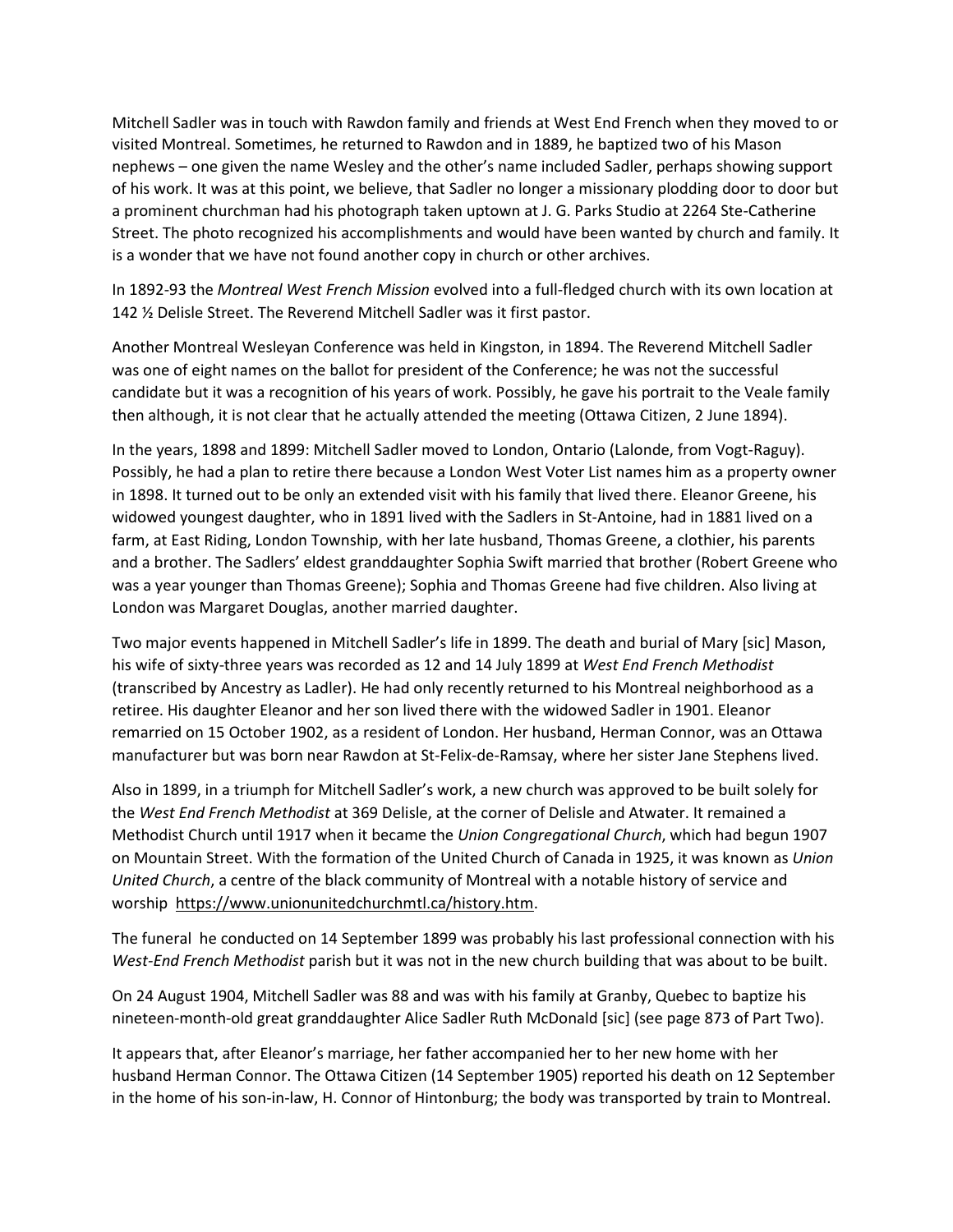Mitchell Sadler was in touch with Rawdon family and friends at West End French when they moved to or visited Montreal. Sometimes, he returned to Rawdon and in 1889, he baptized two of his Mason nephews – one given the name Wesley and the other's name included Sadler, perhaps showing support of his work. It was at this point, we believe, that Sadler no longer a missionary plodding door to door but a prominent churchman had his photograph taken uptown at J. G. Parks Studio at 2264 Ste-Catherine Street. The photo recognized his accomplishments and would have been wanted by church and family. It is a wonder that we have not found another copy in church or other archives.

In 1892-93 the *Montreal West French Mission* evolved into a full-fledged church with its own location at 142 ½ Delisle Street. The Reverend Mitchell Sadler was it first pastor.

Another Montreal Wesleyan Conference was held in Kingston, in 1894. The Reverend Mitchell Sadler was one of eight names on the ballot for president of the Conference; he was not the successful candidate but it was a recognition of his years of work. Possibly, he gave his portrait to the Veale family then although, it is not clear that he actually attended the meeting (Ottawa Citizen, 2 June 1894).

In the years, 1898 and 1899: Mitchell Sadler moved to London, Ontario (Lalonde, from Vogt-Raguy). Possibly, he had a plan to retire there because a London West Voter List names him as a property owner in 1898. It turned out to be only an extended visit with his family that lived there. Eleanor Greene, his widowed youngest daughter, who in 1891 lived with the Sadlers in St-Antoine, had in 1881 lived on a farm, at East Riding, London Township, with her late husband, Thomas Greene, a clothier, his parents and a brother. The Sadlers' eldest granddaughter Sophia Swift married that brother (Robert Greene who was a year younger than Thomas Greene); Sophia and Thomas Greene had five children. Also living at London was Margaret Douglas, another married daughter.

Two major events happened in Mitchell Sadler's life in 1899. The death and burial of Mary [sic] Mason, his wife of sixty-three years was recorded as 12 and 14 July 1899 at *West End French Methodist* (transcribed by Ancestry as Ladler). He had only recently returned to his Montreal neighborhood as a retiree. His daughter Eleanor and her son lived there with the widowed Sadler in 1901. Eleanor remarried on 15 October 1902, as a resident of London. Her husband, Herman Connor, was an Ottawa manufacturer but was born near Rawdon at St-Felix-de-Ramsay, where her sister Jane Stephens lived.

Also in 1899, in a triumph for Mitchell Sadler's work, a new church was approved to be built solely for the *West End French Methodist* at 369 Delisle, at the corner of Delisle and Atwater. It remained a Methodist Church until 1917 when it became the *Union Congregational Church*, which had begun 1907 on Mountain Street. With the formation of the United Church of Canada in 1925, it was known as *Union United Church*, a centre of the black community of Montreal with a notable history of service and worship https://www.unionunitedchurchmtl.ca/history.htm.

The funeral he conducted on 14 September 1899 was probably his last professional connection with his *West-End French Methodist* parish but it was not in the new church building that was about to be built.

On 24 August 1904, Mitchell Sadler was 88 and was with his family at Granby, Quebec to baptize his nineteen-month-old great granddaughter Alice Sadler Ruth McDonald [sic] (see page 873 of Part Two).

It appears that, after Eleanor's marriage, her father accompanied her to her new home with her husband Herman Connor. The Ottawa Citizen (14 September 1905) reported his death on 12 September in the home of his son-in-law, H. Connor of Hintonburg; the body was transported by train to Montreal.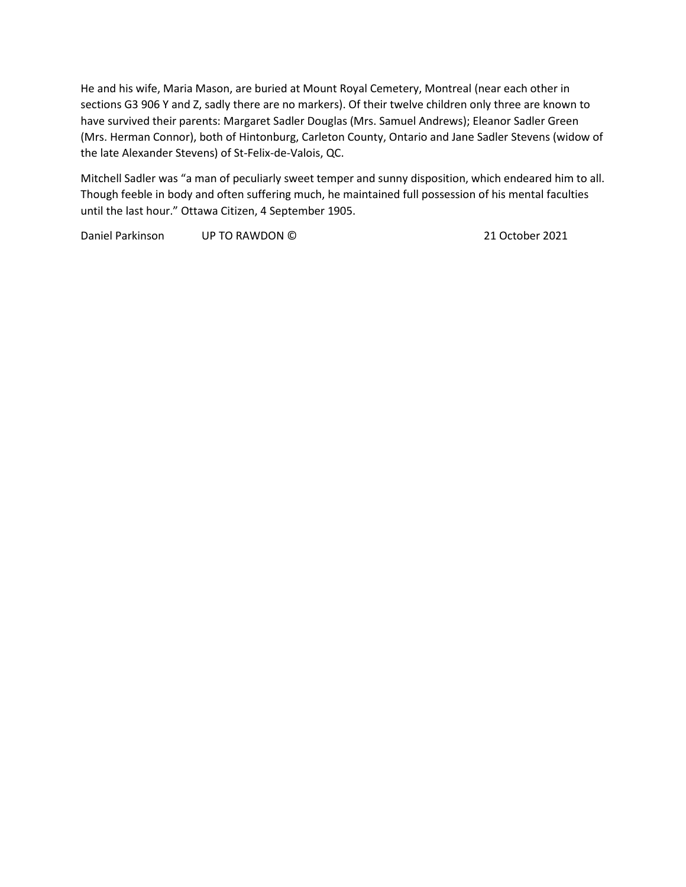He and his wife, Maria Mason, are buried at Mount Royal Cemetery, Montreal (near each other in sections G3 906 Y and Z, sadly there are no markers). Of their twelve children only three are known to have survived their parents: Margaret Sadler Douglas (Mrs. Samuel Andrews); Eleanor Sadler Green (Mrs. Herman Connor), both of Hintonburg, Carleton County, Ontario and Jane Sadler Stevens (widow of the late Alexander Stevens) of St-Felix-de-Valois, QC.

Mitchell Sadler was "a man of peculiarly sweet temper and sunny disposition, which endeared him to all. Though feeble in body and often suffering much, he maintained full possession of his mental faculties until the last hour." Ottawa Citizen, 4 September 1905.

Daniel Parkinson UP TO RAWDON © 21 October 2021